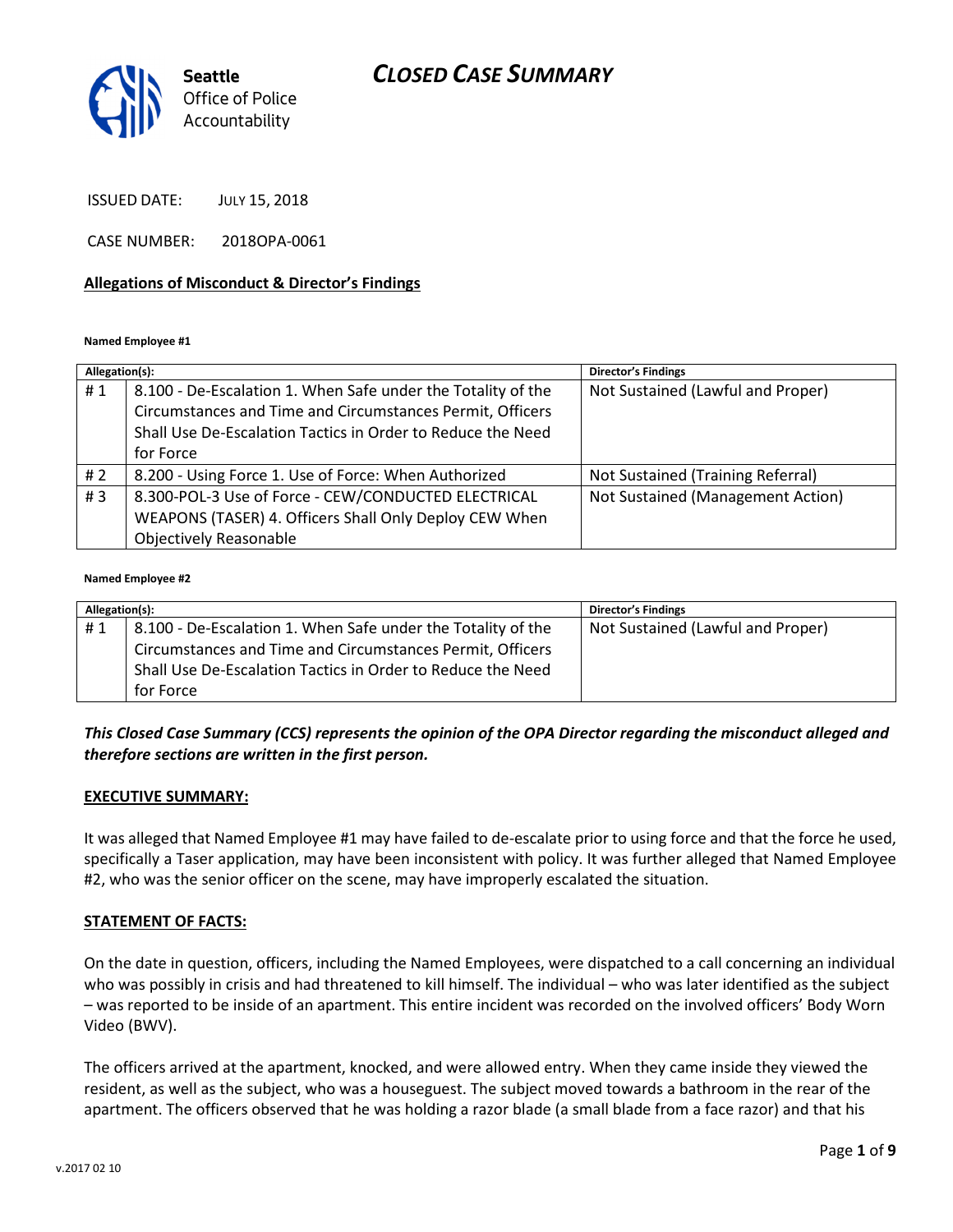Seattle Office of Police Accountability

# CLOSED CASE SUMMARY

ISSUED DATE: JULY 15, 2018

CASE NUMBER: 2018OPA-0061

**Allegations of Misconduct & Director's Findings**

**Named Employee #1**

| Allegation(s): | | Director's Findings |
|---|---|---|
| # 1 | 8.100 - De-Escalation 1. When Safe under the Totality of the Circumstances and Time and Circumstances Permit, Officers Shall Use De-Escalation Tactics in Order to Reduce the Need for Force | Not Sustained (Lawful and Proper) |
| # 2 | 8.200 - Using Force 1. Use of Force: When Authorized | Not Sustained (Training Referral) |
| # 3 | 8.300-POL-3 Use of Force - CEW/CONDUCTED ELECTRICAL WEAPONS (TASER) 4. Officers Shall Only Deploy CEW When Objectively Reasonable | Not Sustained (Management Action) |

**Named Employee #2**

| Allegation(s): | | Director's Findings |
|---|---|---|
| # 1 | 8.100 - De-Escalation 1. When Safe under the Totality of the Circumstances and Time and Circumstances Permit, Officers Shall Use De-Escalation Tactics in Order to Reduce the Need for Force | Not Sustained (Lawful and Proper) |

***This Closed Case Summary (CCS) represents the opinion of the OPA Director regarding the misconduct alleged and therefore sections are written in the first person.***

**EXECUTIVE SUMMARY:**

It was alleged that Named Employee #1 may have failed to de-escalate prior to using force and that the force he used, specifically a Taser application, may have been inconsistent with policy. It was further alleged that Named Employee #2, who was the senior officer on the scene, may have improperly escalated the situation.

**STATEMENT OF FACTS:**

On the date in question, officers, including the Named Employees, were dispatched to a call concerning an individual who was possibly in crisis and had threatened to kill himself. The individual – who was later identified as the subject – was reported to be inside of an apartment. This entire incident was recorded on the involved officers' Body Worn Video (BWV).

The officers arrived at the apartment, knocked, and were allowed entry. When they came inside they viewed the resident, as well as the subject, who was a houseguest. The subject moved towards a bathroom in the rear of the apartment. The officers observed that he was holding a razor blade (a small blade from a face razor) and that his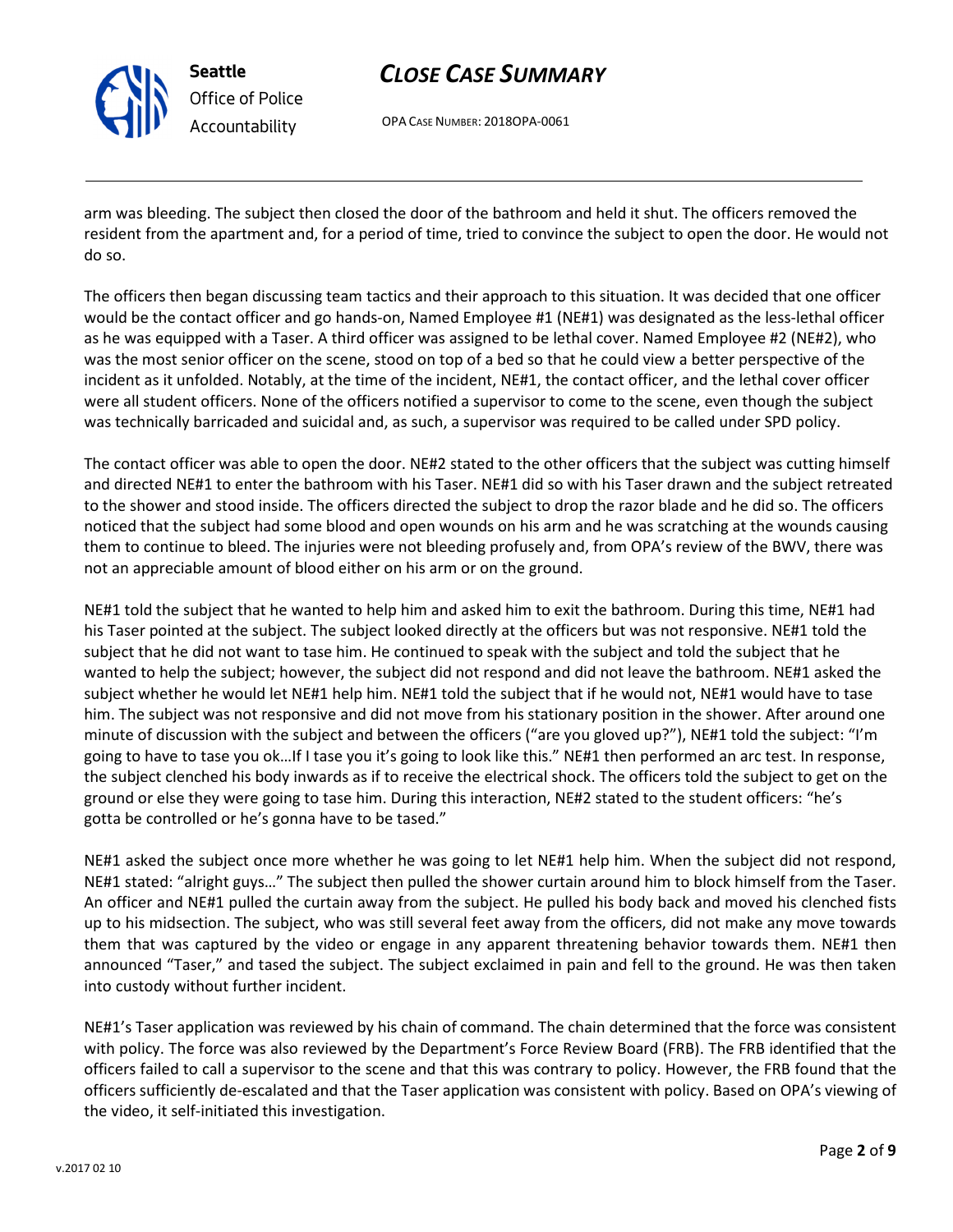arm was bleeding. The subject then closed the door of the bathroom and held it shut. The officers removed the resident from the apartment and, for a period of time, tried to convince the subject to open the door. He would not do so.

The officers then began discussing team tactics and their approach to this situation. It was decided that one officer would be the contact officer and go hands-on, Named Employee #1 (NE#1) was designated as the less-lethal officer as he was equipped with a Taser. A third officer was assigned to be lethal cover. Named Employee #2 (NE#2), who was the most senior officer on the scene, stood on top of a bed so that he could view a better perspective of the incident as it unfolded. Notably, at the time of the incident, NE#1, the contact officer, and the lethal cover officer were all student officers. None of the officers notified a supervisor to come to the scene, even though the subject was technically barricaded and suicidal and, as such, a supervisor was required to be called under SPD policy.

The contact officer was able to open the door. NE#2 stated to the other officers that the subject was cutting himself and directed NE#1 to enter the bathroom with his Taser. NE#1 did so with his Taser drawn and the subject retreated to the shower and stood inside. The officers directed the subject to drop the razor blade and he did so. The officers noticed that the subject had some blood and open wounds on his arm and he was scratching at the wounds causing them to continue to bleed. The injuries were not bleeding profusely and, from OPA's review of the BWV, there was not an appreciable amount of blood either on his arm or on the ground.

NE#1 told the subject that he wanted to help him and asked him to exit the bathroom. During this time, NE#1 had his Taser pointed at the subject. The subject looked directly at the officers but was not responsive. NE#1 told the subject that he did not want to tase him. He continued to speak with the subject and told the subject that he wanted to help the subject; however, the subject did not respond and did not leave the bathroom. NE#1 asked the subject whether he would let NE#1 help him. NE#1 told the subject that if he would not, NE#1 would have to tase him. The subject was not responsive and did not move from his stationary position in the shower. After around one minute of discussion with the subject and between the officers ("are you gloved up?"), NE#1 told the subject: "I'm going to have to tase you ok…If I tase you it's going to look like this." NE#1 then performed an arc test. In response, the subject clenched his body inwards as if to receive the electrical shock. The officers told the subject to get on the ground or else they were going to tase him. During this interaction, NE#2 stated to the student officers: "he's gotta be controlled or he's gonna have to be tased."

NE#1 asked the subject once more whether he was going to let NE#1 help him. When the subject did not respond, NE#1 stated: "alright guys…" The subject then pulled the shower curtain around him to block himself from the Taser. An officer and NE#1 pulled the curtain away from the subject. He pulled his body back and moved his clenched fists up to his midsection. The subject, who was still several feet away from the officers, did not make any move towards them that was captured by the video or engage in any apparent threatening behavior towards them. NE#1 then announced "Taser," and tased the subject. The subject exclaimed in pain and fell to the ground. He was then taken into custody without further incident.

NE#1's Taser application was reviewed by his chain of command. The chain determined that the force was consistent with policy. The force was also reviewed by the Department's Force Review Board (FRB). The FRB identified that the officers failed to call a supervisor to the scene and that this was contrary to policy. However, the FRB found that the officers sufficiently de-escalated and that the Taser application was consistent with policy. Based on OPA's viewing of the video, it self-initiated this investigation.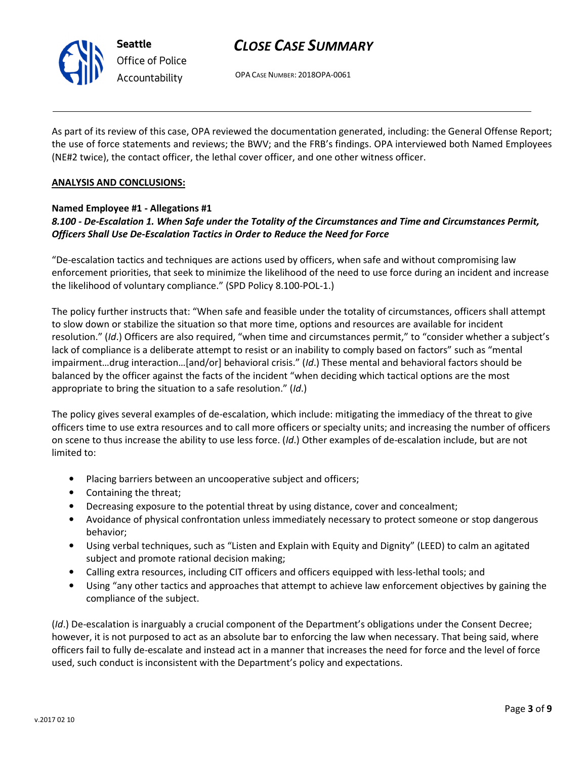As part of its review of this case, OPA reviewed the documentation generated, including: the General Offense Report; the use of force statements and reviews; the BWV; and the FRB's findings. OPA interviewed both Named Employees (NE#2 twice), the contact officer, the lethal cover officer, and one other witness officer.

**ANALYSIS AND CONCLUSIONS:**

**Named Employee #1 - Allegations #1**
***8.100 - De-Escalation 1. When Safe under the Totality of the Circumstances and Time and Circumstances Permit, Officers Shall Use De-Escalation Tactics in Order to Reduce the Need for Force***

"De-escalation tactics and techniques are actions used by officers, when safe and without compromising law enforcement priorities, that seek to minimize the likelihood of the need to use force during an incident and increase the likelihood of voluntary compliance." (SPD Policy 8.100-POL-1.)

The policy further instructs that: "When safe and feasible under the totality of circumstances, officers shall attempt to slow down or stabilize the situation so that more time, options and resources are available for incident resolution." (*Id*.) Officers are also required, "when time and circumstances permit," to "consider whether a subject's lack of compliance is a deliberate attempt to resist or an inability to comply based on factors" such as "mental impairment…drug interaction…[and/or] behavioral crisis." (*Id*.) These mental and behavioral factors should be balanced by the officer against the facts of the incident "when deciding which tactical options are the most appropriate to bring the situation to a safe resolution." (*Id*.)

The policy gives several examples of de-escalation, which include: mitigating the immediacy of the threat to give officers time to use extra resources and to call more officers or specialty units; and increasing the number of officers on scene to thus increase the ability to use less force. (*Id*.) Other examples of de-escalation include, but are not limited to:

- Placing barriers between an uncooperative subject and officers;
- Containing the threat;
- Decreasing exposure to the potential threat by using distance, cover and concealment;
- Avoidance of physical confrontation unless immediately necessary to protect someone or stop dangerous behavior;
- Using verbal techniques, such as "Listen and Explain with Equity and Dignity" (LEED) to calm an agitated subject and promote rational decision making;
- Calling extra resources, including CIT officers and officers equipped with less-lethal tools; and
- Using "any other tactics and approaches that attempt to achieve law enforcement objectives by gaining the compliance of the subject.

(*Id*.) De-escalation is inarguably a crucial component of the Department's obligations under the Consent Decree; however, it is not purposed to act as an absolute bar to enforcing the law when necessary. That being said, where officers fail to fully de-escalate and instead act in a manner that increases the need for force and the level of force used, such conduct is inconsistent with the Department's policy and expectations.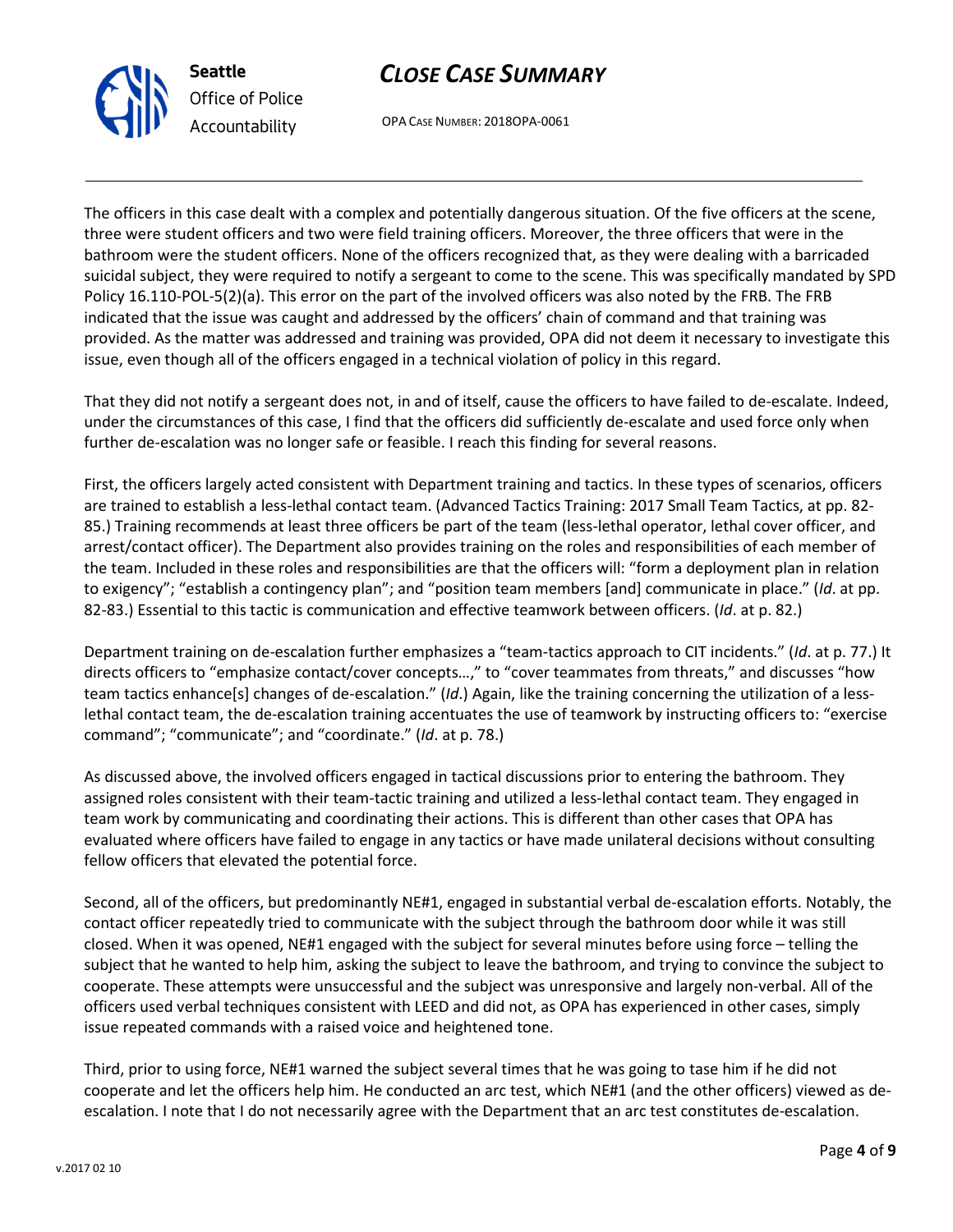The officers in this case dealt with a complex and potentially dangerous situation. Of the five officers at the scene, three were student officers and two were field training officers. Moreover, the three officers that were in the bathroom were the student officers. None of the officers recognized that, as they were dealing with a barricaded suicidal subject, they were required to notify a sergeant to come to the scene. This was specifically mandated by SPD Policy 16.110-POL-5(2)(a). This error on the part of the involved officers was also noted by the FRB. The FRB indicated that the issue was caught and addressed by the officers' chain of command and that training was provided. As the matter was addressed and training was provided, OPA did not deem it necessary to investigate this issue, even though all of the officers engaged in a technical violation of policy in this regard.

That they did not notify a sergeant does not, in and of itself, cause the officers to have failed to de-escalate. Indeed, under the circumstances of this case, I find that the officers did sufficiently de-escalate and used force only when further de-escalation was no longer safe or feasible. I reach this finding for several reasons.

First, the officers largely acted consistent with Department training and tactics. In these types of scenarios, officers are trained to establish a less-lethal contact team. (Advanced Tactics Training: 2017 Small Team Tactics, at pp. 82-85.) Training recommends at least three officers be part of the team (less-lethal operator, lethal cover officer, and arrest/contact officer). The Department also provides training on the roles and responsibilities of each member of the team. Included in these roles and responsibilities are that the officers will: "form a deployment plan in relation to exigency"; "establish a contingency plan"; and "position team members [and] communicate in place." (*Id*. at pp. 82-83.) Essential to this tactic is communication and effective teamwork between officers. (*Id*. at p. 82.)

Department training on de-escalation further emphasizes a "team-tactics approach to CIT incidents." (*Id*. at p. 77.) It directs officers to "emphasize contact/cover concepts…," to "cover teammates from threats," and discusses "how team tactics enhance[s] changes of de-escalation." (*Id*.) Again, like the training concerning the utilization of a less-lethal contact team, the de-escalation training accentuates the use of teamwork by instructing officers to: "exercise command"; "communicate"; and "coordinate." (*Id*. at p. 78.)

As discussed above, the involved officers engaged in tactical discussions prior to entering the bathroom. They assigned roles consistent with their team-tactic training and utilized a less-lethal contact team. They engaged in team work by communicating and coordinating their actions. This is different than other cases that OPA has evaluated where officers have failed to engage in any tactics or have made unilateral decisions without consulting fellow officers that elevated the potential force.

Second, all of the officers, but predominantly NE#1, engaged in substantial verbal de-escalation efforts. Notably, the contact officer repeatedly tried to communicate with the subject through the bathroom door while it was still closed. When it was opened, NE#1 engaged with the subject for several minutes before using force – telling the subject that he wanted to help him, asking the subject to leave the bathroom, and trying to convince the subject to cooperate. These attempts were unsuccessful and the subject was unresponsive and largely non-verbal. All of the officers used verbal techniques consistent with LEED and did not, as OPA has experienced in other cases, simply issue repeated commands with a raised voice and heightened tone.

Third, prior to using force, NE#1 warned the subject several times that he was going to tase him if he did not cooperate and let the officers help him. He conducted an arc test, which NE#1 (and the other officers) viewed as de-escalation. I note that I do not necessarily agree with the Department that an arc test constitutes de-escalation.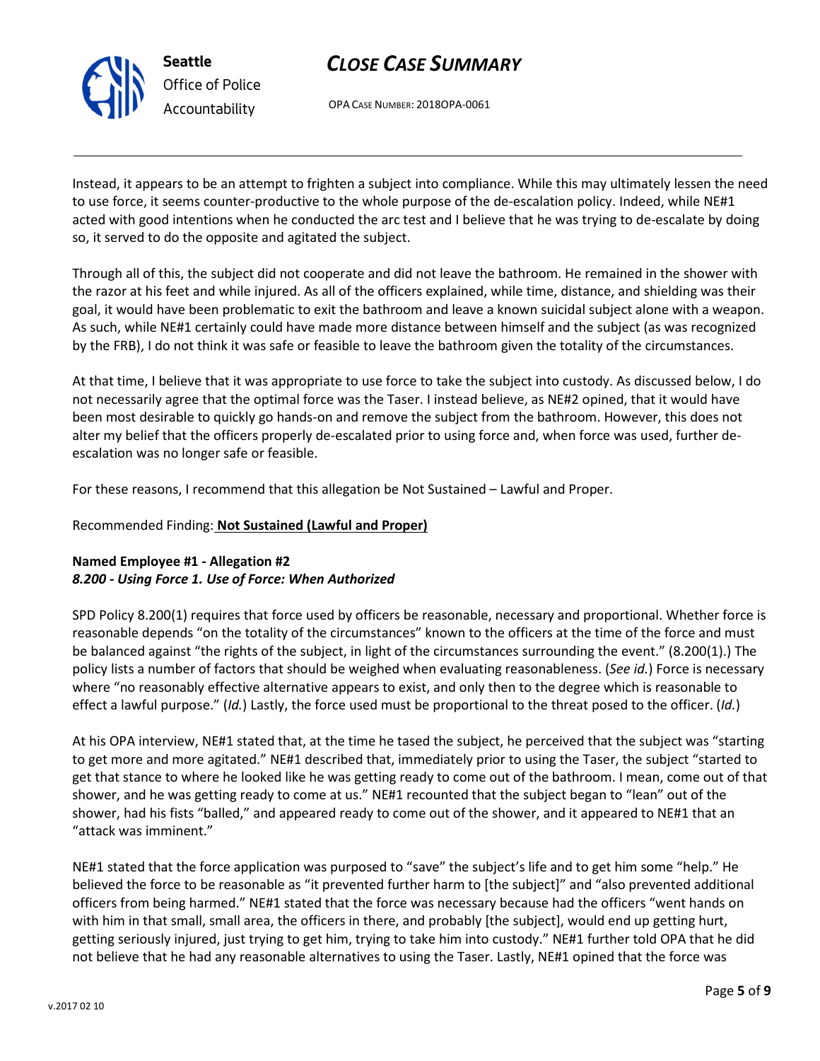Instead, it appears to be an attempt to frighten a subject into compliance. While this may ultimately lessen the need to use force, it seems counter-productive to the whole purpose of the de-escalation policy. Indeed, while NE#1 acted with good intentions when he conducted the arc test and I believe that he was trying to de-escalate by doing so, it served to do the opposite and agitated the subject.

Through all of this, the subject did not cooperate and did not leave the bathroom. He remained in the shower with the razor at his feet and while injured. As all of the officers explained, while time, distance, and shielding was their goal, it would have been problematic to exit the bathroom and leave a known suicidal subject alone with a weapon. As such, while NE#1 certainly could have made more distance between himself and the subject (as was recognized by the FRB), I do not think it was safe or feasible to leave the bathroom given the totality of the circumstances.

At that time, I believe that it was appropriate to use force to take the subject into custody. As discussed below, I do not necessarily agree that the optimal force was the Taser. I instead believe, as NE#2 opined, that it would have been most desirable to quickly go hands-on and remove the subject from the bathroom. However, this does not alter my belief that the officers properly de-escalated prior to using force and, when force was used, further de-escalation was no longer safe or feasible.

For these reasons, I recommend that this allegation be Not Sustained – Lawful and Proper.

Recommended Finding: **Not Sustained (Lawful and Proper)**

**Named Employee #1 - Allegation #2**
***8.200 - Using Force 1. Use of Force: When Authorized***

SPD Policy 8.200(1) requires that force used by officers be reasonable, necessary and proportional. Whether force is reasonable depends "on the totality of the circumstances" known to the officers at the time of the force and must be balanced against "the rights of the subject, in light of the circumstances surrounding the event." (8.200(1).) The policy lists a number of factors that should be weighed when evaluating reasonableness. (*See id.*) Force is necessary where "no reasonably effective alternative appears to exist, and only then to the degree which is reasonable to effect a lawful purpose." (*Id.*) Lastly, the force used must be proportional to the threat posed to the officer. (*Id.*)

At his OPA interview, NE#1 stated that, at the time he tased the subject, he perceived that the subject was "starting to get more and more agitated." NE#1 described that, immediately prior to using the Taser, the subject "started to get that stance to where he looked like he was getting ready to come out of the bathroom. I mean, come out of that shower, and he was getting ready to come at us." NE#1 recounted that the subject began to "lean" out of the shower, had his fists "balled," and appeared ready to come out of the shower, and it appeared to NE#1 that an "attack was imminent."

NE#1 stated that the force application was purposed to "save" the subject's life and to get him some "help." He believed the force to be reasonable as "it prevented further harm to [the subject]" and "also prevented additional officers from being harmed." NE#1 stated that the force was necessary because had the officers "went hands on with him in that small, small area, the officers in there, and probably [the subject], would end up getting hurt, getting seriously injured, just trying to get him, trying to take him into custody." NE#1 further told OPA that he did not believe that he had any reasonable alternatives to using the Taser. Lastly, NE#1 opined that the force was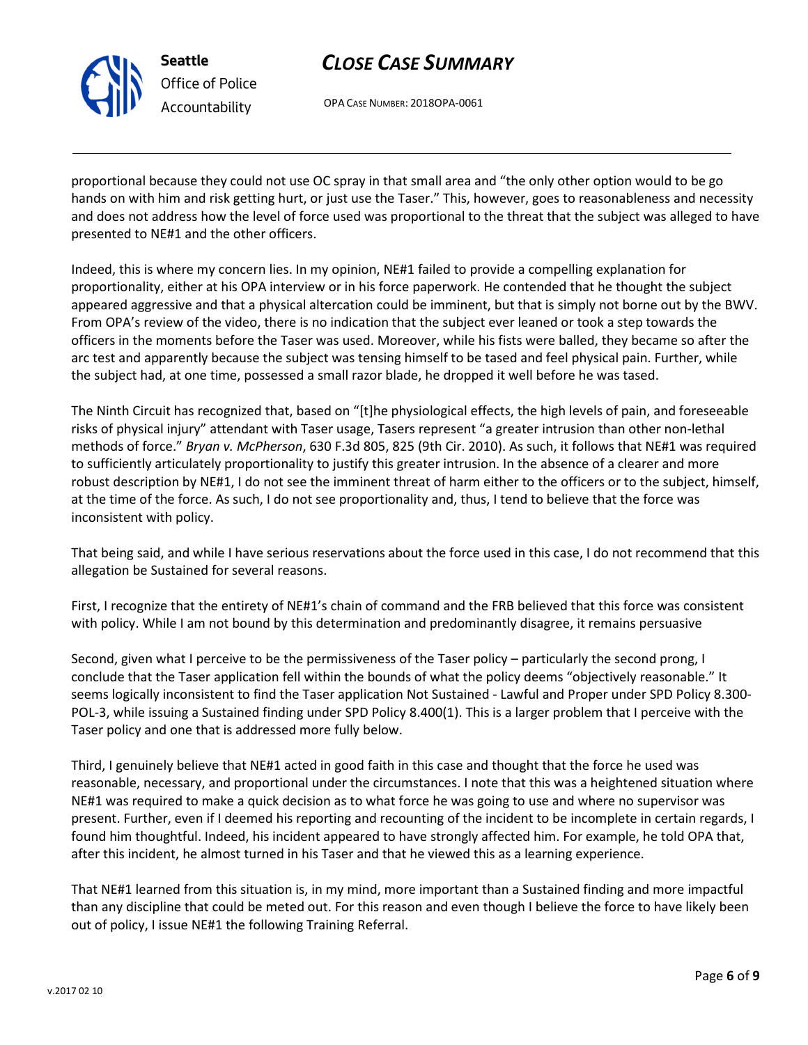proportional because they could not use OC spray in that small area and "the only other option would to be go hands on with him and risk getting hurt, or just use the Taser." This, however, goes to reasonableness and necessity and does not address how the level of force used was proportional to the threat that the subject was alleged to have presented to NE#1 and the other officers.

Indeed, this is where my concern lies. In my opinion, NE#1 failed to provide a compelling explanation for proportionality, either at his OPA interview or in his force paperwork. He contended that he thought the subject appeared aggressive and that a physical altercation could be imminent, but that is simply not borne out by the BWV. From OPA's review of the video, there is no indication that the subject ever leaned or took a step towards the officers in the moments before the Taser was used. Moreover, while his fists were balled, they became so after the arc test and apparently because the subject was tensing himself to be tased and feel physical pain. Further, while the subject had, at one time, possessed a small razor blade, he dropped it well before he was tased.

The Ninth Circuit has recognized that, based on "[t]he physiological effects, the high levels of pain, and foreseeable risks of physical injury" attendant with Taser usage, Tasers represent "a greater intrusion than other non-lethal methods of force." *Bryan v. McPherson*, 630 F.3d 805, 825 (9th Cir. 2010). As such, it follows that NE#1 was required to sufficiently articulately proportionality to justify this greater intrusion. In the absence of a clearer and more robust description by NE#1, I do not see the imminent threat of harm either to the officers or to the subject, himself, at the time of the force. As such, I do not see proportionality and, thus, I tend to believe that the force was inconsistent with policy.

That being said, and while I have serious reservations about the force used in this case, I do not recommend that this allegation be Sustained for several reasons.

First, I recognize that the entirety of NE#1's chain of command and the FRB believed that this force was consistent with policy. While I am not bound by this determination and predominantly disagree, it remains persuasive

Second, given what I perceive to be the permissiveness of the Taser policy – particularly the second prong, I conclude that the Taser application fell within the bounds of what the policy deems "objectively reasonable." It seems logically inconsistent to find the Taser application Not Sustained - Lawful and Proper under SPD Policy 8.300-POL-3, while issuing a Sustained finding under SPD Policy 8.400(1). This is a larger problem that I perceive with the Taser policy and one that is addressed more fully below.

Third, I genuinely believe that NE#1 acted in good faith in this case and thought that the force he used was reasonable, necessary, and proportional under the circumstances. I note that this was a heightened situation where NE#1 was required to make a quick decision as to what force he was going to use and where no supervisor was present. Further, even if I deemed his reporting and recounting of the incident to be incomplete in certain regards, I found him thoughtful. Indeed, his incident appeared to have strongly affected him. For example, he told OPA that, after this incident, he almost turned in his Taser and that he viewed this as a learning experience.

That NE#1 learned from this situation is, in my mind, more important than a Sustained finding and more impactful than any discipline that could be meted out. For this reason and even though I believe the force to have likely been out of policy, I issue NE#1 the following Training Referral.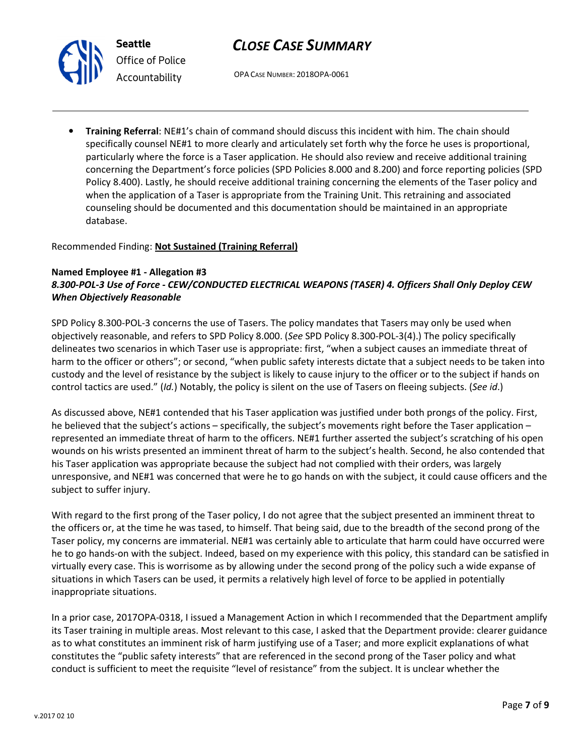- **Training Referral**: NE#1's chain of command should discuss this incident with him. The chain should specifically counsel NE#1 to more clearly and articulately set forth why the force he uses is proportional, particularly where the force is a Taser application. He should also review and receive additional training concerning the Department's force policies (SPD Policies 8.000 and 8.200) and force reporting policies (SPD Policy 8.400). Lastly, he should receive additional training concerning the elements of the Taser policy and when the application of a Taser is appropriate from the Training Unit. This retraining and associated counseling should be documented and this documentation should be maintained in an appropriate database.

Recommended Finding: **Not Sustained (Training Referral)**

**Named Employee #1 - Allegation #3**
***8.300-POL-3 Use of Force - CEW/CONDUCTED ELECTRICAL WEAPONS (TASER) 4. Officers Shall Only Deploy CEW When Objectively Reasonable***

SPD Policy 8.300-POL-3 concerns the use of Tasers. The policy mandates that Tasers may only be used when objectively reasonable, and refers to SPD Policy 8.000. (*See* SPD Policy 8.300-POL-3(4).) The policy specifically delineates two scenarios in which Taser use is appropriate: first, "when a subject causes an immediate threat of harm to the officer or others"; or second, "when public safety interests dictate that a subject needs to be taken into custody and the level of resistance by the subject is likely to cause injury to the officer or to the subject if hands on control tactics are used." (*Id.*) Notably, the policy is silent on the use of Tasers on fleeing subjects. (*See id.*)

As discussed above, NE#1 contended that his Taser application was justified under both prongs of the policy. First, he believed that the subject's actions – specifically, the subject's movements right before the Taser application – represented an immediate threat of harm to the officers. NE#1 further asserted the subject's scratching of his open wounds on his wrists presented an imminent threat of harm to the subject's health. Second, he also contended that his Taser application was appropriate because the subject had not complied with their orders, was largely unresponsive, and NE#1 was concerned that were he to go hands on with the subject, it could cause officers and the subject to suffer injury.

With regard to the first prong of the Taser policy, I do not agree that the subject presented an imminent threat to the officers or, at the time he was tased, to himself. That being said, due to the breadth of the second prong of the Taser policy, my concerns are immaterial. NE#1 was certainly able to articulate that harm could have occurred were he to go hands-on with the subject. Indeed, based on my experience with this policy, this standard can be satisfied in virtually every case. This is worrisome as by allowing under the second prong of the policy such a wide expanse of situations in which Tasers can be used, it permits a relatively high level of force to be applied in potentially inappropriate situations.

In a prior case, 2017OPA-0318, I issued a Management Action in which I recommended that the Department amplify its Taser training in multiple areas. Most relevant to this case, I asked that the Department provide: clearer guidance as to what constitutes an imminent risk of harm justifying use of a Taser; and more explicit explanations of what constitutes the "public safety interests" that are referenced in the second prong of the Taser policy and what conduct is sufficient to meet the requisite "level of resistance" from the subject. It is unclear whether the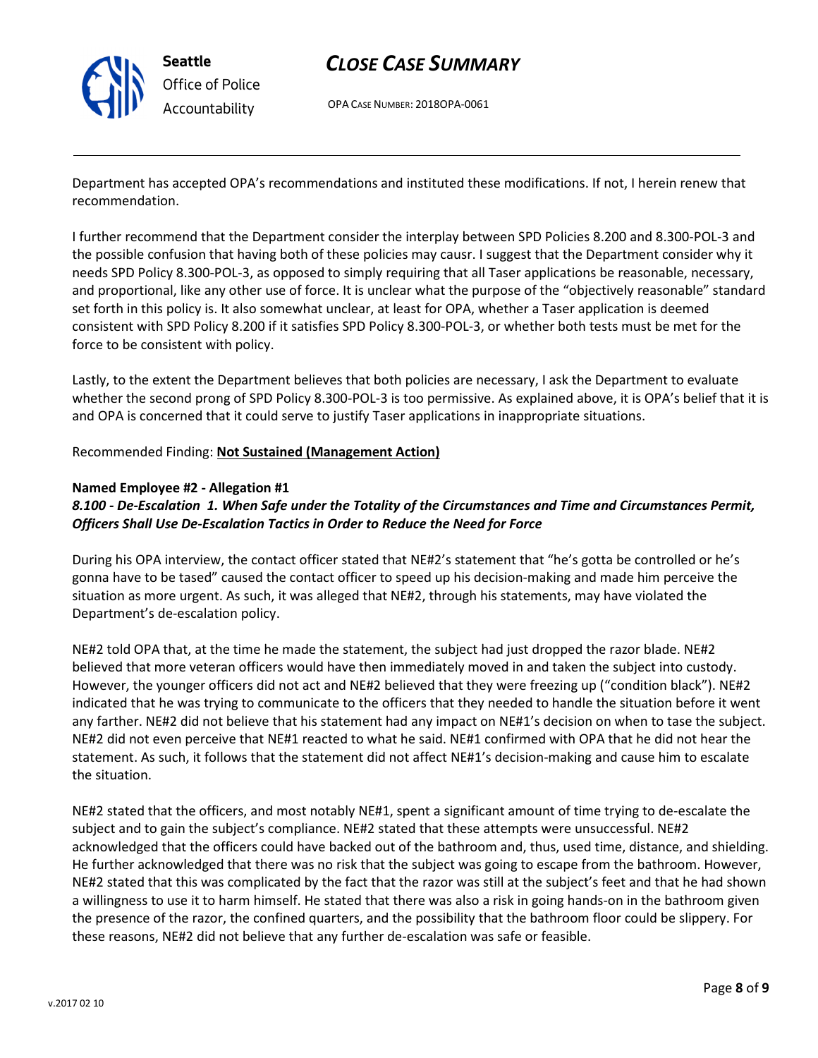Department has accepted OPA's recommendations and instituted these modifications. If not, I herein renew that recommendation.

I further recommend that the Department consider the interplay between SPD Policies 8.200 and 8.300-POL-3 and the possible confusion that having both of these policies may causr. I suggest that the Department consider why it needs SPD Policy 8.300-POL-3, as opposed to simply requiring that all Taser applications be reasonable, necessary, and proportional, like any other use of force. It is unclear what the purpose of the "objectively reasonable" standard set forth in this policy is. It also somewhat unclear, at least for OPA, whether a Taser application is deemed consistent with SPD Policy 8.200 if it satisfies SPD Policy 8.300-POL-3, or whether both tests must be met for the force to be consistent with policy.

Lastly, to the extent the Department believes that both policies are necessary, I ask the Department to evaluate whether the second prong of SPD Policy 8.300-POL-3 is too permissive. As explained above, it is OPA's belief that it is and OPA is concerned that it could serve to justify Taser applications in inappropriate situations.

Recommended Finding: **Not Sustained (Management Action)**

**Named Employee #2 - Allegation #1**
***8.100 - De-Escalation 1. When Safe under the Totality of the Circumstances and Time and Circumstances Permit, Officers Shall Use De-Escalation Tactics in Order to Reduce the Need for Force***

During his OPA interview, the contact officer stated that NE#2's statement that "he's gotta be controlled or he's gonna have to be tased" caused the contact officer to speed up his decision-making and made him perceive the situation as more urgent. As such, it was alleged that NE#2, through his statements, may have violated the Department's de-escalation policy.

NE#2 told OPA that, at the time he made the statement, the subject had just dropped the razor blade. NE#2 believed that more veteran officers would have then immediately moved in and taken the subject into custody. However, the younger officers did not act and NE#2 believed that they were freezing up ("condition black"). NE#2 indicated that he was trying to communicate to the officers that they needed to handle the situation before it went any farther. NE#2 did not believe that his statement had any impact on NE#1's decision on when to tase the subject. NE#2 did not even perceive that NE#1 reacted to what he said. NE#1 confirmed with OPA that he did not hear the statement. As such, it follows that the statement did not affect NE#1's decision-making and cause him to escalate the situation.

NE#2 stated that the officers, and most notably NE#1, spent a significant amount of time trying to de-escalate the subject and to gain the subject's compliance. NE#2 stated that these attempts were unsuccessful. NE#2 acknowledged that the officers could have backed out of the bathroom and, thus, used time, distance, and shielding. He further acknowledged that there was no risk that the subject was going to escape from the bathroom. However, NE#2 stated that this was complicated by the fact that the razor was still at the subject's feet and that he had shown a willingness to use it to harm himself. He stated that there was also a risk in going hands-on in the bathroom given the presence of the razor, the confined quarters, and the possibility that the bathroom floor could be slippery. For these reasons, NE#2 did not believe that any further de-escalation was safe or feasible.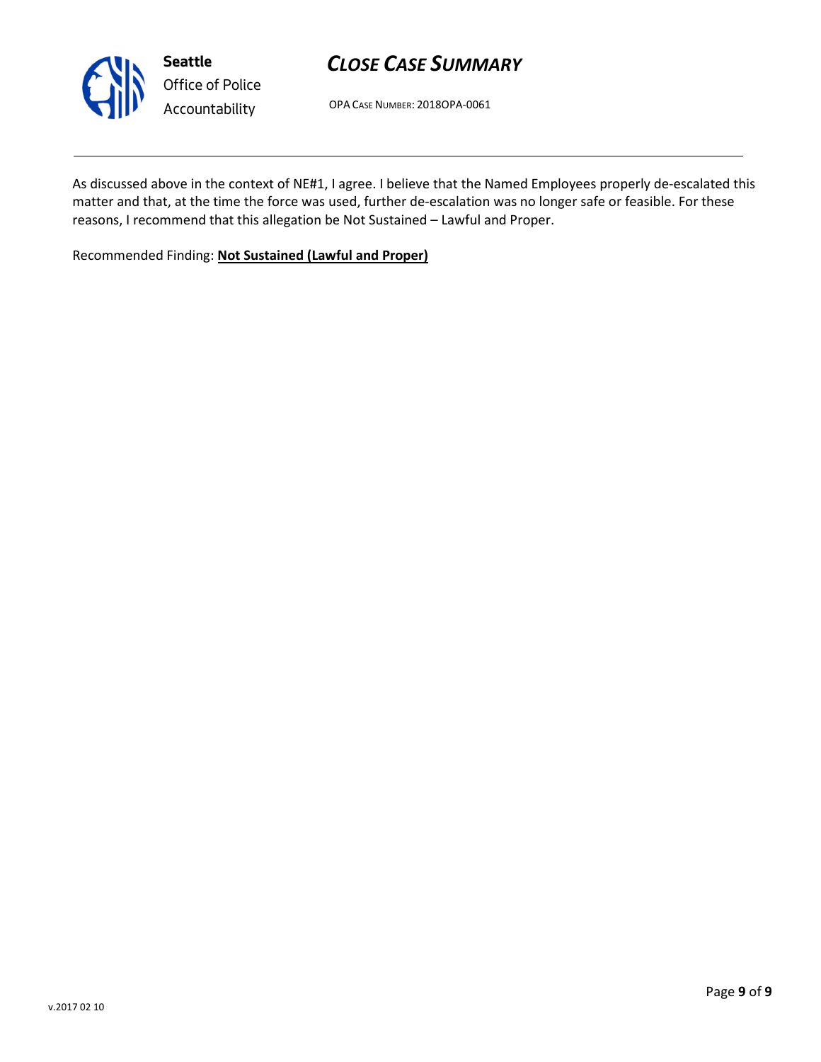As discussed above in the context of NE#1, I agree. I believe that the Named Employees properly de-escalated this matter and that, at the time the force was used, further de-escalation was no longer safe or feasible. For these reasons, I recommend that this allegation be Not Sustained – Lawful and Proper.

Recommended Finding: **Not Sustained (Lawful and Proper)**